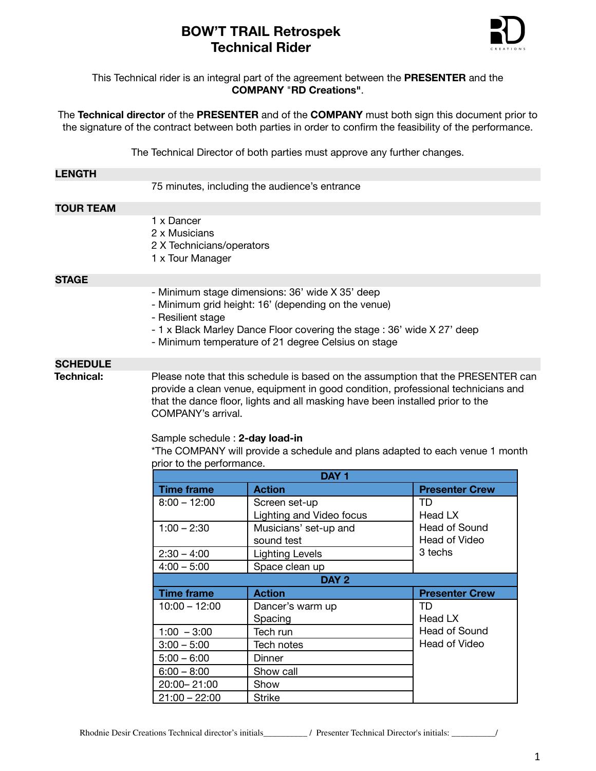# BOW'T TRAIL Retrospek
# Technical Rider

This Technical rider is an integral part of the agreement between the **PRESENTER** and the **COMPANY "RD Creations"**.

The **Technical director** of the **PRESENTER** and of the **COMPANY** must both sign this document prior to the signature of the contract between both parties in order to confirm the feasibility of the performance.

The Technical Director of both parties must approve any further changes.

## LENGTH

75 minutes, including the audience's entrance

## TOUR TEAM

1 x Dancer
2 x Musicians
2 X Technicians/operators
1 x Tour Manager

## STAGE

- Minimum stage dimensions: 36' wide X 35' deep
- Minimum grid height: 16' (depending on the venue)
- Resilient stage
- 1 x Black Marley Dance Floor covering the stage : 36' wide X 27' deep
- Minimum temperature of 21 degree Celsius on stage

## SCHEDULE

**Technical:**

Please note that this schedule is based on the assumption that the PRESENTER can provide a clean venue, equipment in good condition, professional technicians and that the dance floor, lights and all masking have been installed prior to the COMPANY's arrival.

Sample schedule : **2-day load-in**
*The COMPANY will provide a schedule and plans adapted to each venue 1 month prior to the performance.

| **DAY 1** | | |
|---|---|---|
| **Time frame** | **Action** | **Presenter Crew** |
| 8:00 – 12:00 | Screen set-up<br>Lighting and Video focus | TD<br>Head LX<br>Head of Sound<br>Head of Video<br>3 techs |
| 1:00 – 2:30 | Musicians' set-up and sound test | |
| 2:30 – 4:00 | Lighting Levels | |
| 4:00 – 5:00 | Space clean up | |
| **DAY 2** | | |
| **Time frame** | **Action** | **Presenter Crew** |
| 10:00 – 12:00 | Dancer's warm up<br>Spacing | TD<br>Head LX<br>Head of Sound<br>Head of Video |
| 1:00 – 3:00 | Tech run | |
| 3:00 – 5:00 | Tech notes | |
| 5:00 – 6:00 | Dinner | |
| 6:00 – 8:00 | Show call | |
| 20:00– 21:00 | Show | |
| 21:00 – 22:00 | Strike | |

Rhodnie Desir Creations Technical director's initials__________ / Presenter Technical Director's initials: __________/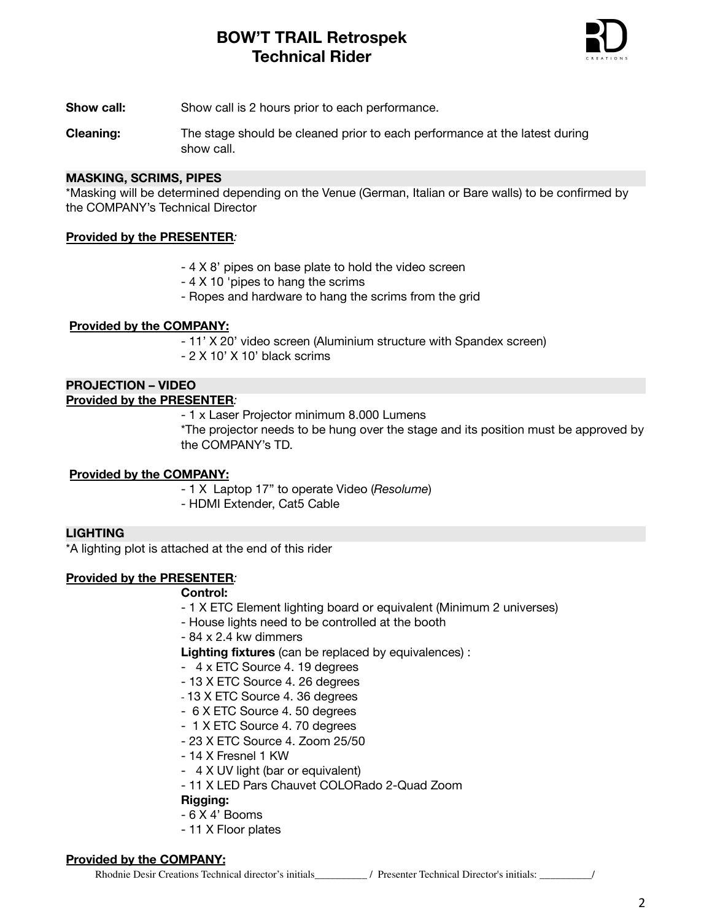# BOW'T TRAIL Retrospek
# Technical Rider

**Show call:** Show call is 2 hours prior to each performance.

**Cleaning:** The stage should be cleaned prior to each performance at the latest during show call.

## MASKING, SCRIMS, PIPES

*Masking will be determined depending on the Venue (German, Italian or Bare walls) to be confirmed by the COMPANY's Technical Director

**Provided by the PRESENTER:**

- 4 X 8' pipes on base plate to hold the video screen
- 4 X 10 'pipes to hang the scrims
- Ropes and hardware to hang the scrims from the grid

**Provided by the COMPANY:**

- 11' X 20' video screen (Aluminium structure with Spandex screen)
- 2 X 10' X 10' black scrims

## PROJECTION – VIDEO

**Provided by the PRESENTER:**

- 1 x Laser Projector minimum 8.000 Lumens

*The projector needs to be hung over the stage and its position must be approved by the COMPANY's TD.

**Provided by the COMPANY:**

- 1 X Laptop 17" to operate Video (*Resolume*)
- HDMI Extender, Cat5 Cable

## LIGHTING

*A lighting plot is attached at the end of this rider

**Provided by the PRESENTER:**

**Control:**

- 1 X ETC Element lighting board or equivalent (Minimum 2 universes)
- House lights need to be controlled at the booth
- 84 x 2.4 kw dimmers

**Lighting fixtures** (can be replaced by equivalences) :

- 4 x ETC Source 4. 19 degrees
- 13 X ETC Source 4. 26 degrees
- 13 X ETC Source 4. 36 degrees
- 6 X ETC Source 4. 50 degrees
- 1 X ETC Source 4. 70 degrees
- 23 X ETC Source 4. Zoom 25/50
- 14 X Fresnel 1 KW
- 4 X UV light (bar or equivalent)
- 11 X LED Pars Chauvet COLORado 2-Quad Zoom

**Rigging:**

- 6 X 4' Booms
- 11 X Floor plates

**Provided by the COMPANY:**

Rhodnie Desir Creations Technical director's initials__________ / Presenter Technical Director's initials: __________/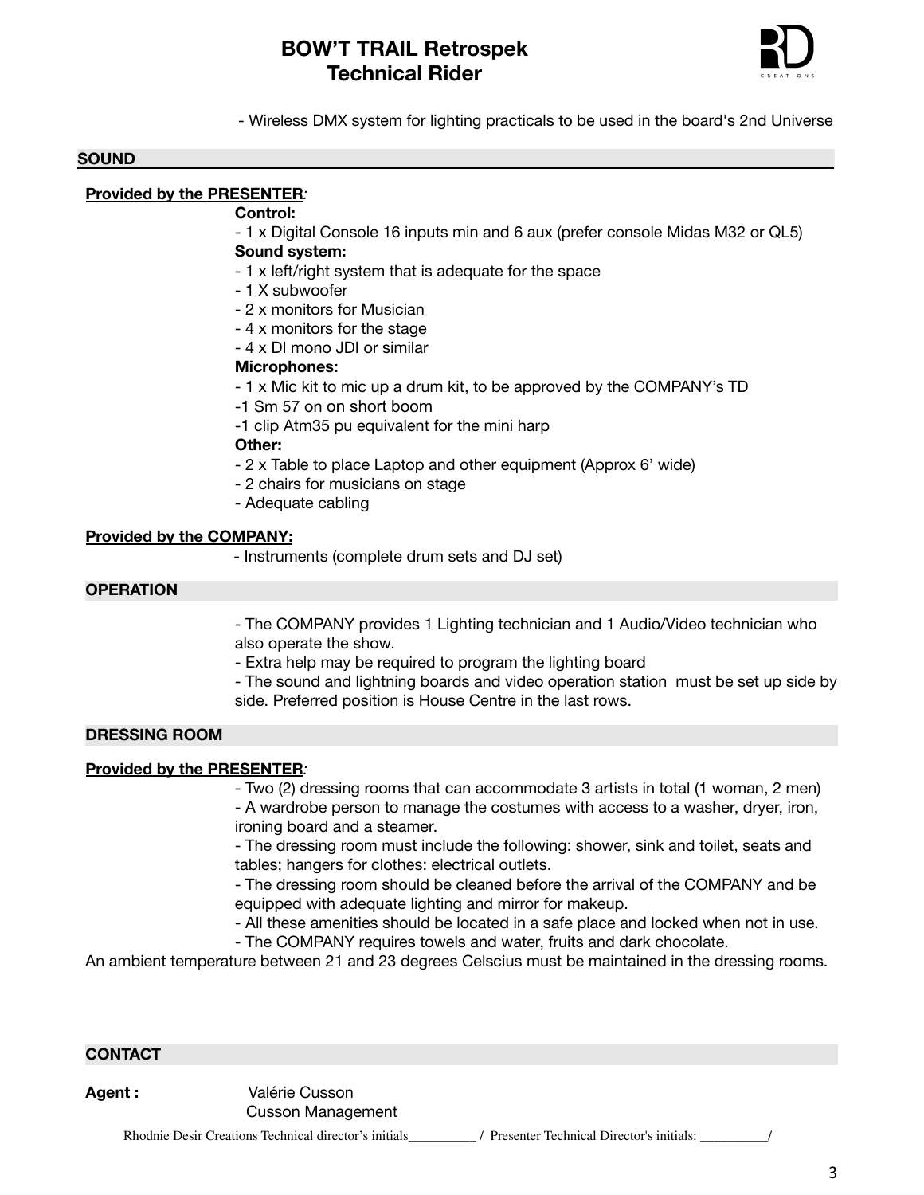- Wireless DMX system for lighting practicals to be used in the board's 2nd Universe

## SOUND

**Provided by the PRESENTER***:*

**Control:**

- 1 x Digital Console 16 inputs min and 6 aux (prefer console Midas M32 or QL5)

**Sound system:**

- 1 x left/right system that is adequate for the space
- 1 X subwoofer
- 2 x monitors for Musician
- 4 x monitors for the stage
- 4 x DI mono JDI or similar

**Microphones:**

- 1 x Mic kit to mic up a drum kit, to be approved by the COMPANY's TD
-1 Sm 57 on on short boom
-1 clip Atm35 pu equivalent for the mini harp

**Other:**

- 2 x Table to place Laptop and other equipment (Approx 6' wide)
- 2 chairs for musicians on stage
- Adequate cabling

**Provided by the COMPANY:**

- Instruments (complete drum sets and DJ set)

## OPERATION

- The COMPANY provides 1 Lighting technician and 1 Audio/Video technician who also operate the show.
- Extra help may be required to program the lighting board
- The sound and lightning boards and video operation station must be set up side by side. Preferred position is House Centre in the last rows.

## DRESSING ROOM

**Provided by the PRESENTER***:*

- Two (2) dressing rooms that can accommodate 3 artists in total (1 woman, 2 men)
- A wardrobe person to manage the costumes with access to a washer, dryer, iron, ironing board and a steamer.
- The dressing room must include the following: shower, sink and toilet, seats and tables; hangers for clothes: electrical outlets.
- The dressing room should be cleaned before the arrival of the COMPANY and be equipped with adequate lighting and mirror for makeup.
- All these amenities should be located in a safe place and locked when not in use.
- The COMPANY requires towels and water, fruits and dark chocolate.

An ambient temperature between 21 and 23 degrees Celscius must be maintained in the dressing rooms.

## CONTACT

**Agent :** Valérie Cusson
Cusson Management

Rhodnie Desir Creations Technical director's initials__________ / Presenter Technical Director's initials: __________/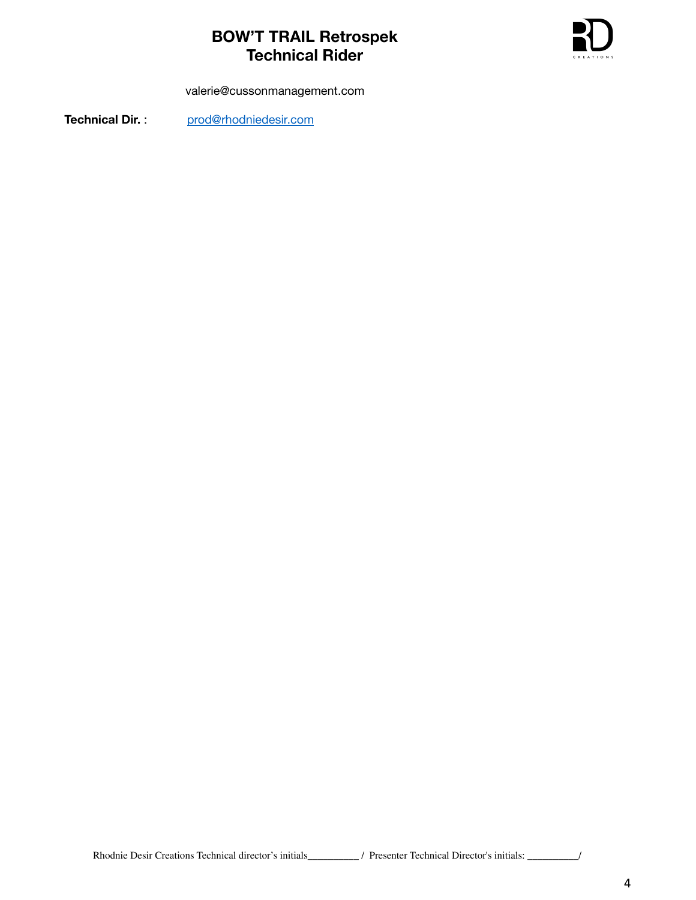valerie@cussonmanagement.com

**Technical Dir.** : prod@rhodniedesir.com

Rhodnie Desir Creations Technical director's initials__________ / Presenter Technical Director's initials: __________/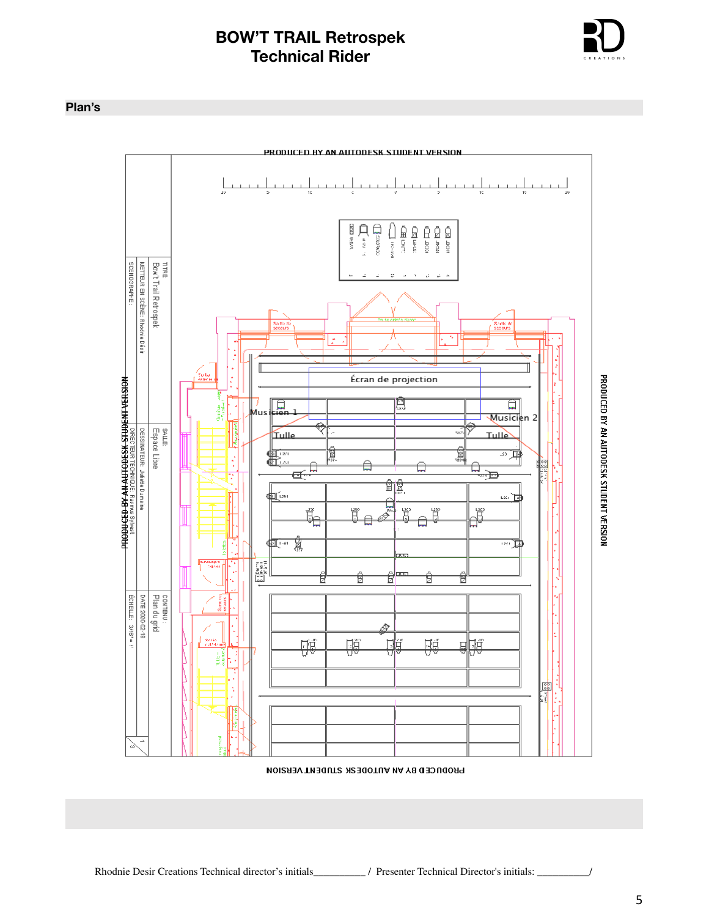## Plan's

PRODUCED BY AN AUTODESK STUDENT VERSION

TITRE: Bow't Trail Retrospek

SALLE: Espace Libre

CONTENU: Plan du grid

METTEUR EN SCÈNE: Rhodnie Désir

DESSINATEUR: Juliette Dumaine

DATE 2020-02-18

SCENOGRAPHE:

DIRECTEUR TECHNIQUE: Rasmus Sylvest

ÉCHELLE: 3/16" = 1'

Écran de projection

Musicien 1

Musicien 2

Tulle

Tulle

Rhodnie Desir Creations Technical director's initials__________ / Presenter Technical Director's initials: __________/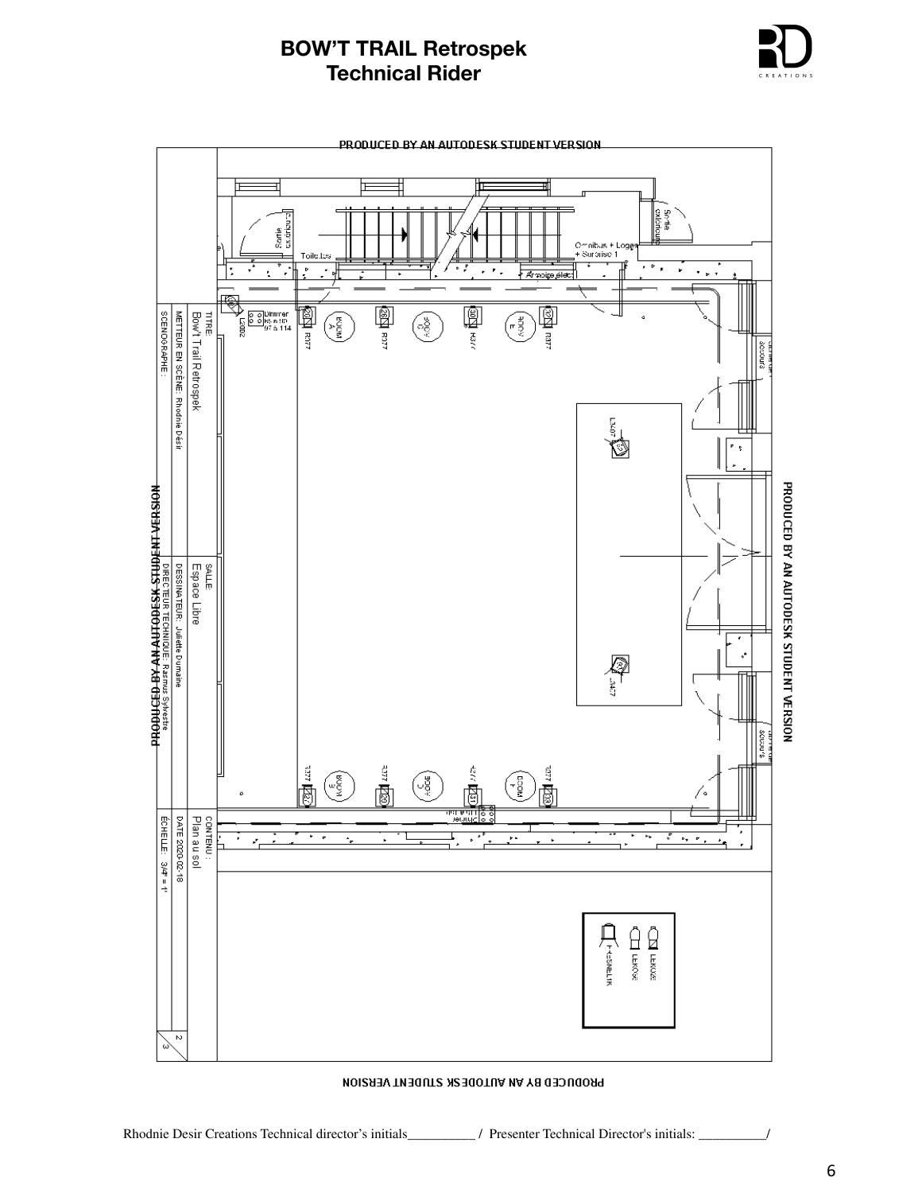# BOW'T TRAIL Retrospek
## Technical Rider

PRODUCED BY AN AUTODESK STUDENT VERSION

TITRE: Bow't Trail Retrospek

METTEUR EN SCÈNE: Rhodnie Désir

SCÉNOGRAPHE:

SALLE: Espace Libre

DESSINATEUR: Juliette Dumaine

DIRECTEUR TECHNIQUE: Rasmus Sylvestre

CONTENU: Plan au sol

DATE 2020-02-18

ÉCHELLE: 3/4" = 1'

2/3

Rhodnie Desir Creations Technical director's initials__________ / Presenter Technical Director's initials: __________/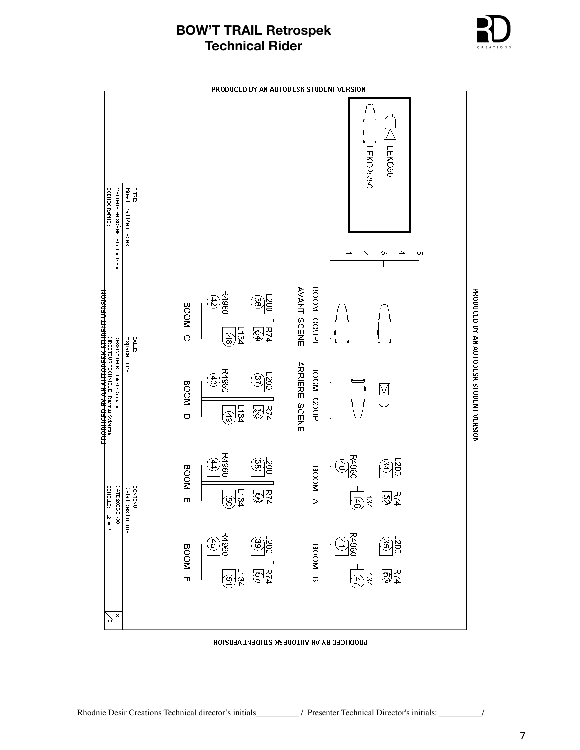# BOW'T TRAIL Retrospek
# Technical Rider

PRODUCED BY AN AUTODESK STUDENT VERSION

LEKO50

LEKO25/50

1' 2' 3' 4' 5'

BOOM COUPE AVANT SCENE

BOOM COUPE ARRIERE SCENE

BOOM A: L200 (34), R74 (52), R4960 (40), L134 (46)

BOOM B: L200 (35), R74 (53), R4960 (41), L134 (47)

BOOM C: L200 (36), R74 (54), R4960 (42), L134 (48)

BOOM D: L200 (37), R74 (55), R4960 (43), L134 (49)

BOOM E: L200 (38), R74 (56), R4960 (44), L134 (50)

BOOM F: L200 (39), R74 (57), R4960 (45), L134 (51)

| TITRE: Bow't Trail Retrospek | SALLE: Espace Libre | CONTENU: Détail des booms | |
|---|---|---|---|
| METTEUR EN SCÈNE: Rhodnie Désir | DESSINATEUR: Juliette Dumaine | DATE 2020-01-30 | 3 |
| SCENOGRAPHE: | DIRECTEUR TECHNIQUE: Rasmus Sylvestre | ÉCHELLE: 1/2" = 1' | 3 |

PRODUCED BY AN AUTODESK STUDENT VERSION

Rhodnie Desir Creations Technical director's initials__________ / Presenter Technical Director's initials: __________/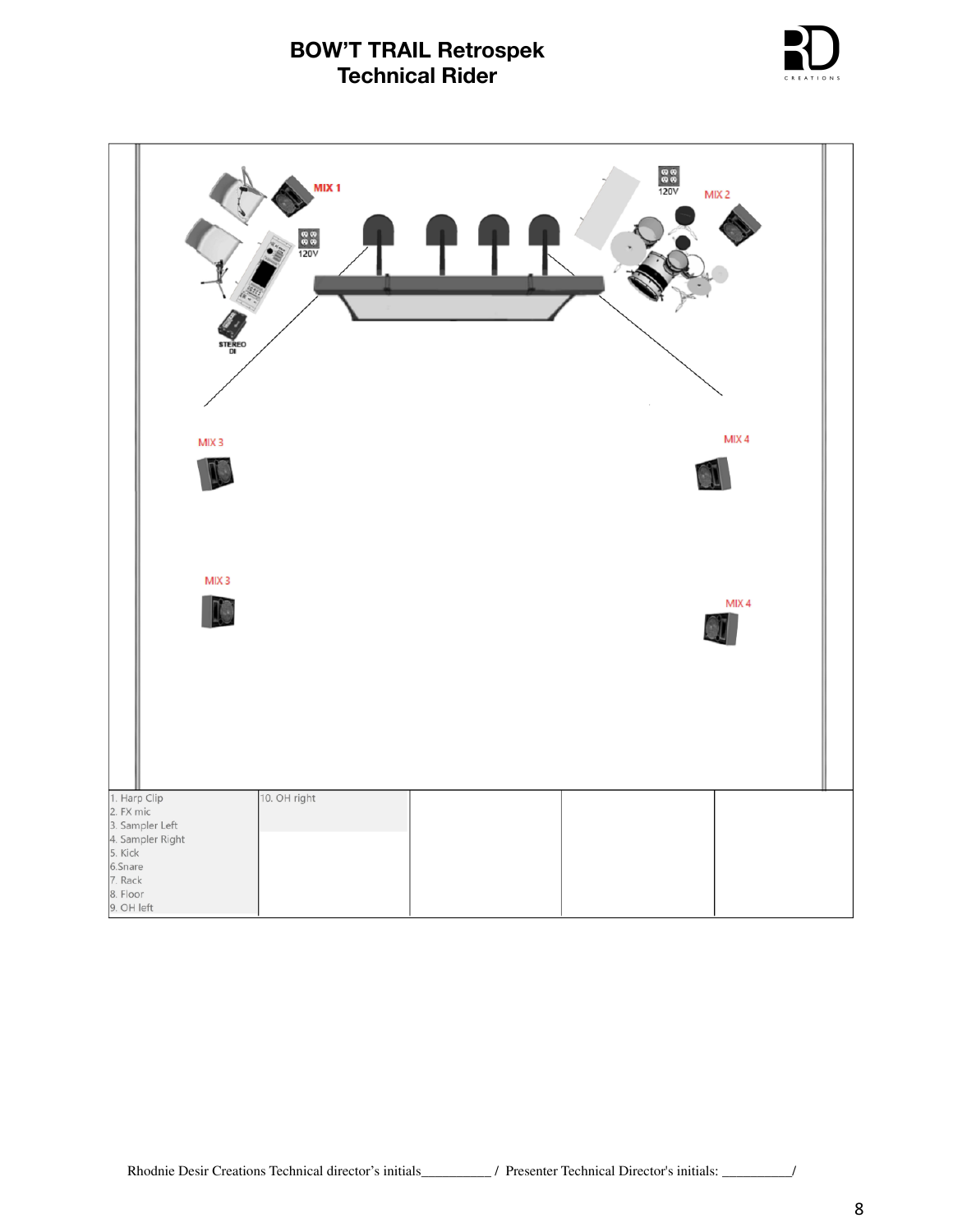# BOW'T TRAIL Retrospek
# Technical Rider

MIX 1

120V

120V

MIX 2

STEREO DI

MIX 3

MIX 4

MIX 3

MIX 4

| | | | | |
|---|---|---|---|---|
| 1. Harp Clip<br>2. FX mic<br>3. Sampler Left<br>4. Sampler Right<br>5. Kick<br>6.Snare<br>7. Rack<br>8. Floor<br>9. OH left | 10. OH right | | | |

Rhodnie Desir Creations Technical director's initials__________ / Presenter Technical Director's initials: __________/